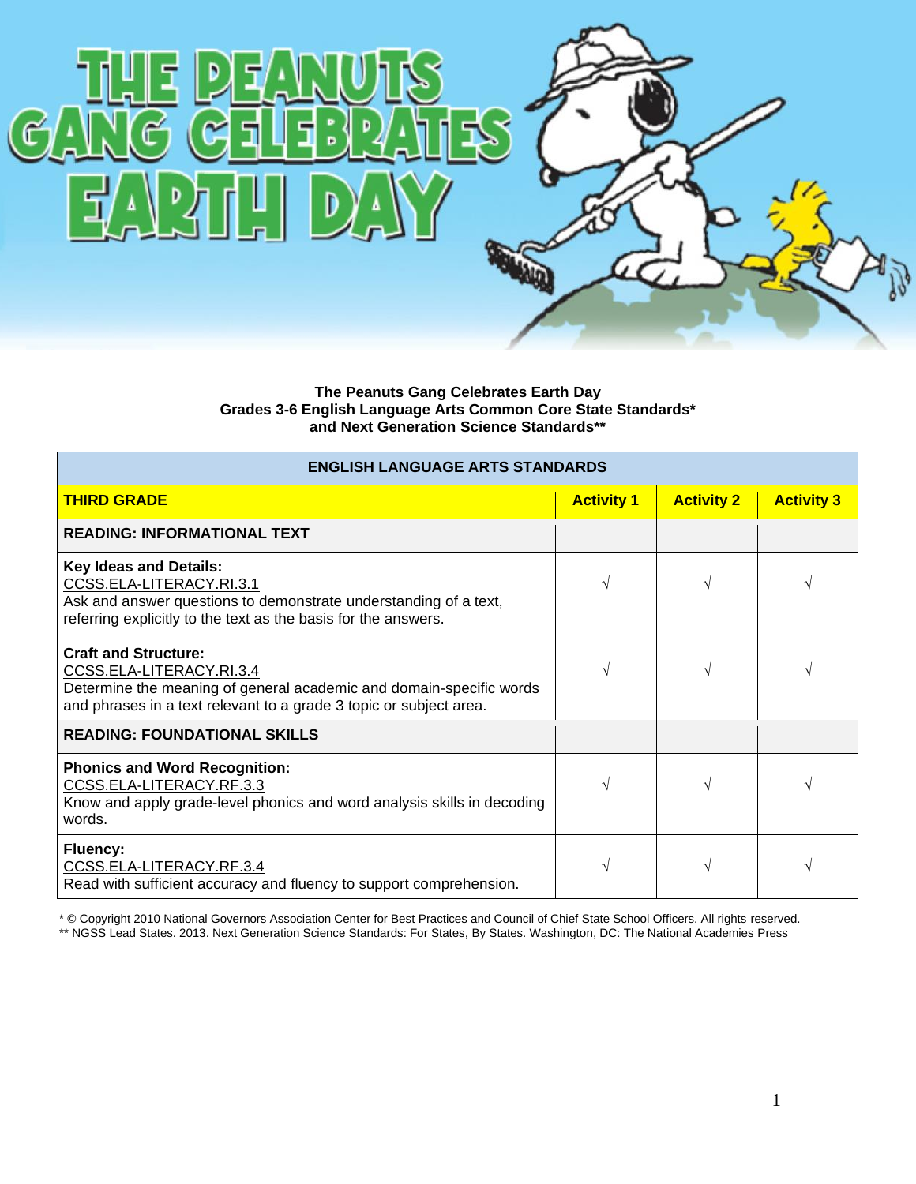# THE PEANUTS GANG CELEBRATES EARTH DAY

**The Peanuts Gang Celebrates Earth Day**
**Grades 3-6 English Language Arts Common Core State Standards***
**and Next Generation Science Standards****

| ENGLISH LANGUAGE ARTS STANDARDS | | | |
|---|---|---|---|
| **THIRD GRADE** | **Activity 1** | **Activity 2** | **Activity 3** |
| **READING: INFORMATIONAL TEXT** | | | |
| **Key Ideas and Details:** CCSS.ELA-LITERACY.RI.3.1 Ask and answer questions to demonstrate understanding of a text, referring explicitly to the text as the basis for the answers. | √ | √ | √ |
| **Craft and Structure:** CCSS.ELA-LITERACY.RI.3.4 Determine the meaning of general academic and domain-specific words and phrases in a text relevant to a grade 3 topic or subject area. | √ | √ | √ |
| **READING: FOUNDATIONAL SKILLS** | | | |
| **Phonics and Word Recognition:** CCSS.ELA-LITERACY.RF.3.3 Know and apply grade-level phonics and word analysis skills in decoding words. | √ | √ | √ |
| **Fluency:** CCSS.ELA-LITERACY.RF.3.4 Read with sufficient accuracy and fluency to support comprehension. | √ | √ | √ |

* © Copyright 2010 National Governors Association Center for Best Practices and Council of Chief State School Officers. All rights reserved.
** NGSS Lead States. 2013. Next Generation Science Standards: For States, By States. Washington, DC: The National Academies Press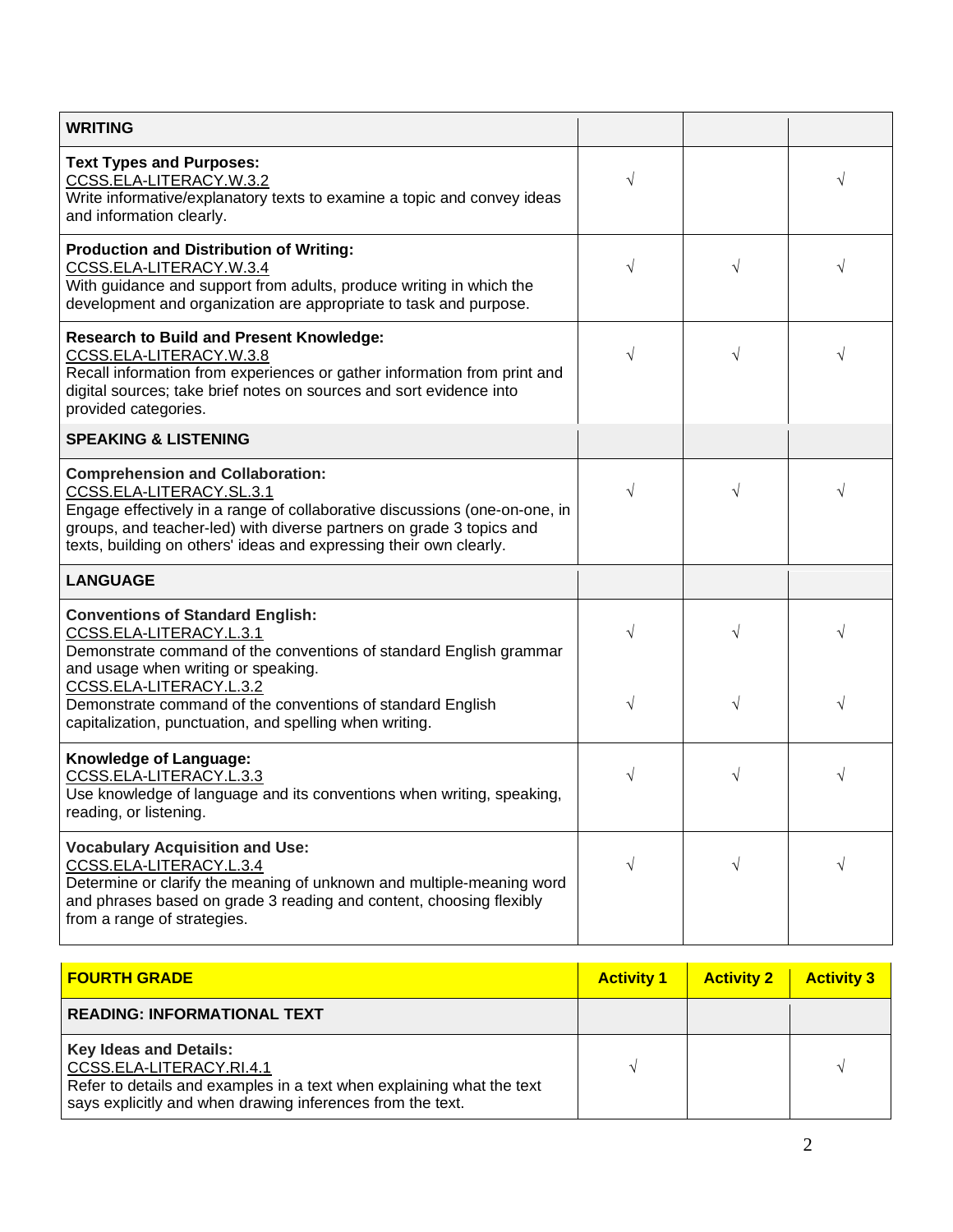| WRITING | | | |
|---|---|---|---|
| **Text Types and Purposes:**<br>CCSS.ELA-LITERACY.W.3.2<br>Write informative/explanatory texts to examine a topic and convey ideas and information clearly. | √ | | √ |
| **Production and Distribution of Writing:**<br>CCSS.ELA-LITERACY.W.3.4<br>With guidance and support from adults, produce writing in which the development and organization are appropriate to task and purpose. | √ | √ | √ |
| **Research to Build and Present Knowledge:**<br>CCSS.ELA-LITERACY.W.3.8<br>Recall information from experiences or gather information from print and digital sources; take brief notes on sources and sort evidence into provided categories. | √ | √ | √ |
| **SPEAKING & LISTENING** | | | |
| **Comprehension and Collaboration:**<br>CCSS.ELA-LITERACY.SL.3.1<br>Engage effectively in a range of collaborative discussions (one-on-one, in groups, and teacher-led) with diverse partners on grade 3 topics and texts, building on others' ideas and expressing their own clearly. | √ | √ | √ |
| **LANGUAGE** | | | |
| **Conventions of Standard English:**<br>CCSS.ELA-LITERACY.L.3.1<br>Demonstrate command of the conventions of standard English grammar and usage when writing or speaking. | √ | √ | √ |
| CCSS.ELA-LITERACY.L.3.2<br>Demonstrate command of the conventions of standard English capitalization, punctuation, and spelling when writing. | √ | √ | √ |
| **Knowledge of Language:**<br>CCSS.ELA-LITERACY.L.3.3<br>Use knowledge of language and its conventions when writing, speaking, reading, or listening. | √ | √ | √ |
| **Vocabulary Acquisition and Use:**<br>CCSS.ELA-LITERACY.L.3.4<br>Determine or clarify the meaning of unknown and multiple-meaning word and phrases based on grade 3 reading and content, choosing flexibly from a range of strategies. | √ | √ | √ |

| FOURTH GRADE | Activity 1 | Activity 2 | Activity 3 |
|---|---|---|---|
| **READING: INFORMATIONAL TEXT** | | | |
| **Key Ideas and Details:**<br>CCSS.ELA-LITERACY.RI.4.1<br>Refer to details and examples in a text when explaining what the text says explicitly and when drawing inferences from the text. | √ | | √ |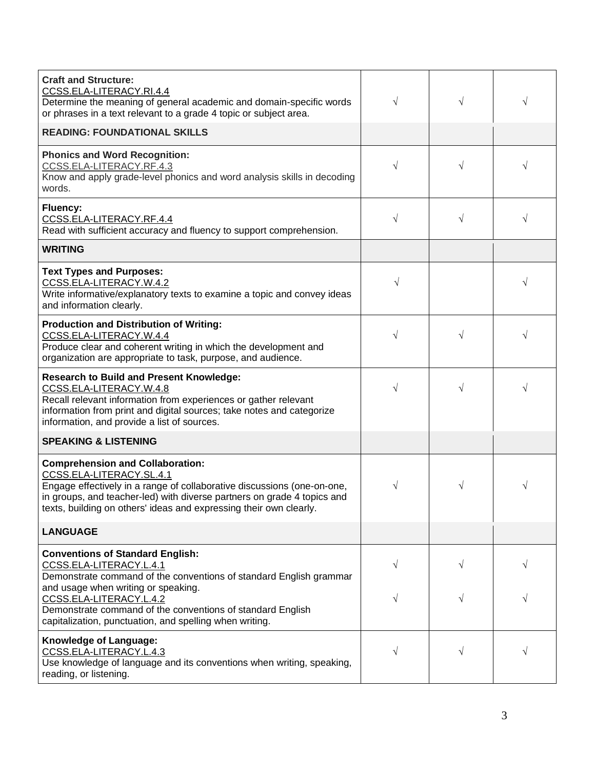| | | | |
|---|---|---|---|
| **Craft and Structure:**<br>CCSS.ELA-LITERACY.RI.4.4<br>Determine the meaning of general academic and domain-specific words or phrases in a text relevant to a grade 4 topic or subject area. | √ | √ | √ |
| **READING: FOUNDATIONAL SKILLS** | | | |
| **Phonics and Word Recognition:**<br>CCSS.ELA-LITERACY.RF.4.3<br>Know and apply grade-level phonics and word analysis skills in decoding words. | √ | √ | √ |
| **Fluency:**<br>CCSS.ELA-LITERACY.RF.4.4<br>Read with sufficient accuracy and fluency to support comprehension. | √ | √ | √ |
| **WRITING** | | | |
| **Text Types and Purposes:**<br>CCSS.ELA-LITERACY.W.4.2<br>Write informative/explanatory texts to examine a topic and convey ideas and information clearly. | √ | | √ |
| **Production and Distribution of Writing:**<br>CCSS.ELA-LITERACY.W.4.4<br>Produce clear and coherent writing in which the development and organization are appropriate to task, purpose, and audience. | √ | √ | √ |
| **Research to Build and Present Knowledge:**<br>CCSS.ELA-LITERACY.W.4.8<br>Recall relevant information from experiences or gather relevant information from print and digital sources; take notes and categorize information, and provide a list of sources. | √ | √ | √ |
| **SPEAKING & LISTENING** | | | |
| **Comprehension and Collaboration:**<br>CCSS.ELA-LITERACY.SL.4.1<br>Engage effectively in a range of collaborative discussions (one-on-one, in groups, and teacher-led) with diverse partners on grade 4 topics and texts, building on others' ideas and expressing their own clearly. | √ | √ | √ |
| **LANGUAGE** | | | |
| **Conventions of Standard English:**<br>CCSS.ELA-LITERACY.L.4.1<br>Demonstrate command of the conventions of standard English grammar and usage when writing or speaking.<br>CCSS.ELA-LITERACY.L.4.2<br>Demonstrate command of the conventions of standard English capitalization, punctuation, and spelling when writing. | √<br><br>√ | √<br><br>√ | √<br><br>√ |
| **Knowledge of Language:**<br>CCSS.ELA-LITERACY.L.4.3<br>Use knowledge of language and its conventions when writing, speaking, reading, or listening. | √ | √ | √ |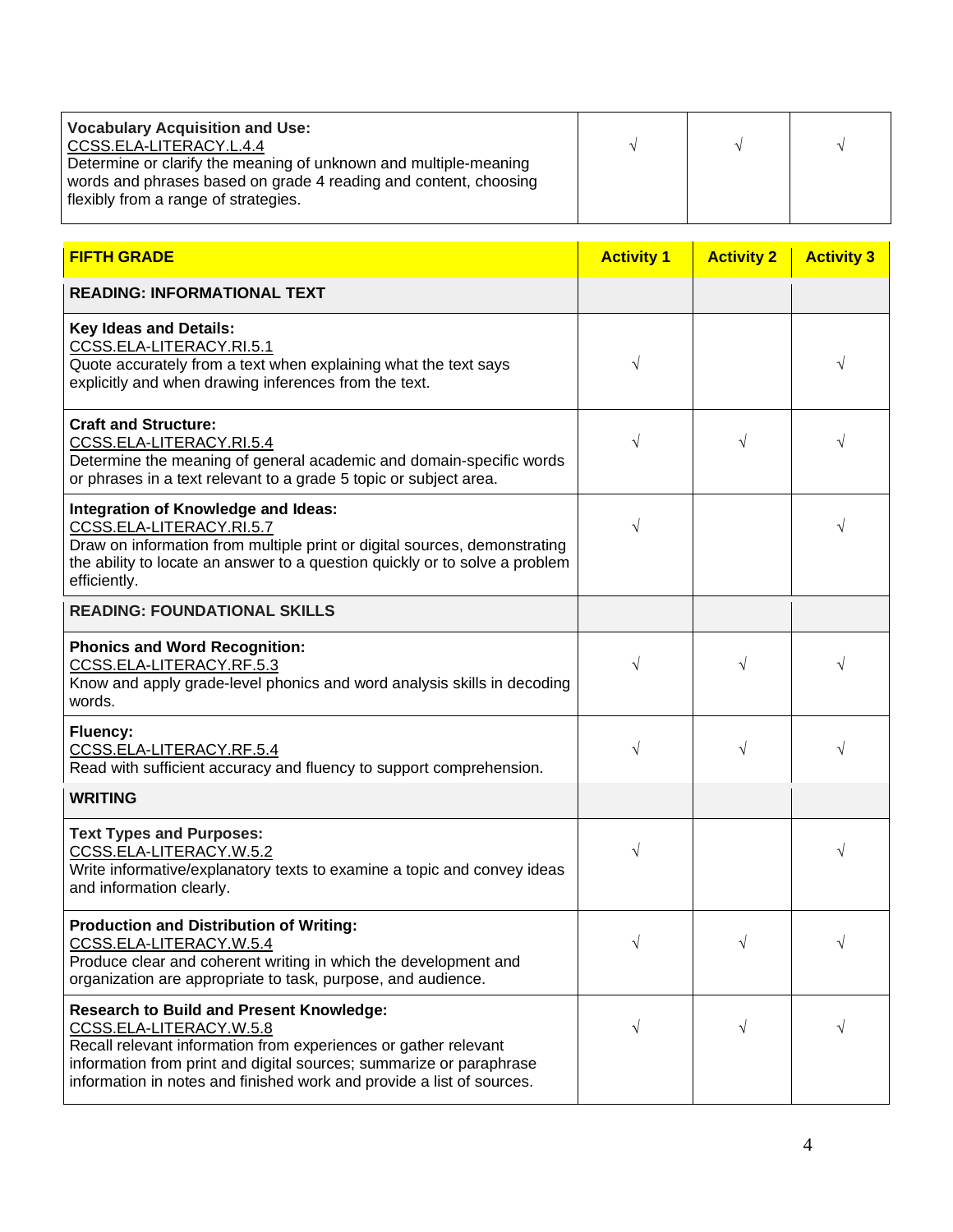| | | | |
|---|---|---|---|
| **Vocabulary Acquisition and Use:**<br>CCSS.ELA-LITERACY.L.4.4<br>Determine or clarify the meaning of unknown and multiple-meaning words and phrases based on grade 4 reading and content, choosing flexibly from a range of strategies. | √ | √ | √ |

| **FIFTH GRADE** | **Activity 1** | **Activity 2** | **Activity 3** |
|---|---|---|---|
| **READING: INFORMATIONAL TEXT** | | | |
| **Key Ideas and Details:**<br>CCSS.ELA-LITERACY.RI.5.1<br>Quote accurately from a text when explaining what the text says explicitly and when drawing inferences from the text. | √ | | √ |
| **Craft and Structure:**<br>CCSS.ELA-LITERACY.RI.5.4<br>Determine the meaning of general academic and domain-specific words or phrases in a text relevant to a grade 5 topic or subject area. | √ | √ | √ |
| **Integration of Knowledge and Ideas:**<br>CCSS.ELA-LITERACY.RI.5.7<br>Draw on information from multiple print or digital sources, demonstrating the ability to locate an answer to a question quickly or to solve a problem efficiently. | √ | | √ |
| **READING: FOUNDATIONAL SKILLS** | | | |
| **Phonics and Word Recognition:**<br>CCSS.ELA-LITERACY.RF.5.3<br>Know and apply grade-level phonics and word analysis skills in decoding words. | √ | √ | √ |
| **Fluency:**<br>CCSS.ELA-LITERACY.RF.5.4<br>Read with sufficient accuracy and fluency to support comprehension. | √ | √ | √ |
| **WRITING** | | | |
| **Text Types and Purposes:**<br>CCSS.ELA-LITERACY.W.5.2<br>Write informative/explanatory texts to examine a topic and convey ideas and information clearly. | √ | | √ |
| **Production and Distribution of Writing:**<br>CCSS.ELA-LITERACY.W.5.4<br>Produce clear and coherent writing in which the development and organization are appropriate to task, purpose, and audience. | √ | √ | √ |
| **Research to Build and Present Knowledge:**<br>CCSS.ELA-LITERACY.W.5.8<br>Recall relevant information from experiences or gather relevant information from print and digital sources; summarize or paraphrase information in notes and finished work and provide a list of sources. | √ | √ | √ |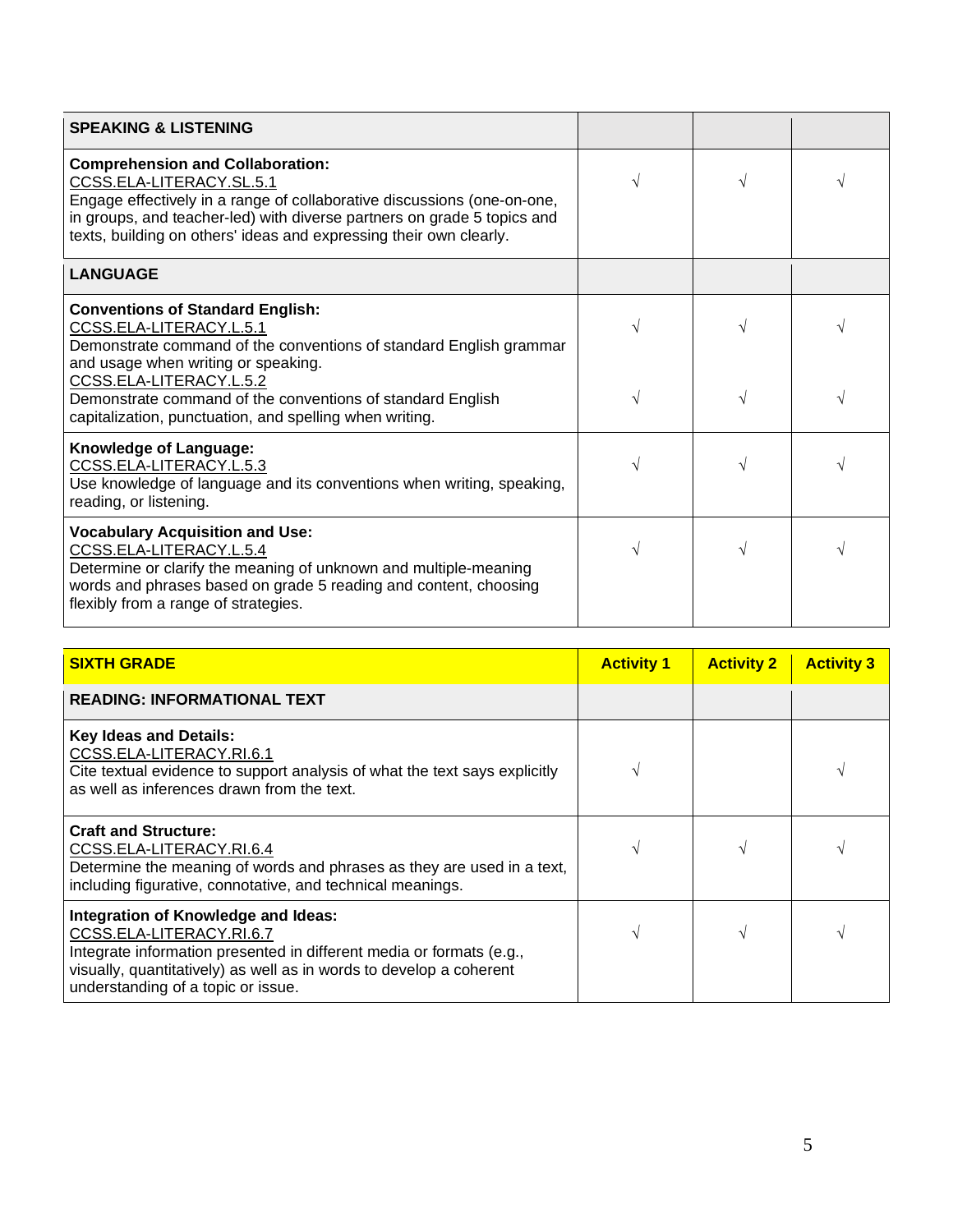| SPEAKING & LISTENING | | | |
|---|---|---|---|
| **Comprehension and Collaboration:**<br>CCSS.ELA-LITERACY.SL.5.1<br>Engage effectively in a range of collaborative discussions (one-on-one, in groups, and teacher-led) with diverse partners on grade 5 topics and texts, building on others' ideas and expressing their own clearly. | √ | √ | √ |
| **LANGUAGE** | | | |
| **Conventions of Standard English:**<br>CCSS.ELA-LITERACY.L.5.1<br>Demonstrate command of the conventions of standard English grammar and usage when writing or speaking.<br>CCSS.ELA-LITERACY.L.5.2<br>Demonstrate command of the conventions of standard English capitalization, punctuation, and spelling when writing. | √<br><br>√ | √<br><br>√ | √<br><br>√ |
| **Knowledge of Language:**<br>CCSS.ELA-LITERACY.L.5.3<br>Use knowledge of language and its conventions when writing, speaking, reading, or listening. | √ | √ | √ |
| **Vocabulary Acquisition and Use:**<br>CCSS.ELA-LITERACY.L.5.4<br>Determine or clarify the meaning of unknown and multiple-meaning words and phrases based on grade 5 reading and content, choosing flexibly from a range of strategies. | √ | √ | √ |

| SIXTH GRADE | Activity 1 | Activity 2 | Activity 3 |
|---|---|---|---|
| **READING: INFORMATIONAL TEXT** | | | |
| **Key Ideas and Details:**<br>CCSS.ELA-LITERACY.RI.6.1<br>Cite textual evidence to support analysis of what the text says explicitly as well as inferences drawn from the text. | √ | | √ |
| **Craft and Structure:**<br>CCSS.ELA-LITERACY.RI.6.4<br>Determine the meaning of words and phrases as they are used in a text, including figurative, connotative, and technical meanings. | √ | √ | √ |
| **Integration of Knowledge and Ideas:**<br>CCSS.ELA-LITERACY.RI.6.7<br>Integrate information presented in different media or formats (e.g., visually, quantitatively) as well as in words to develop a coherent understanding of a topic or issue. | √ | √ | √ |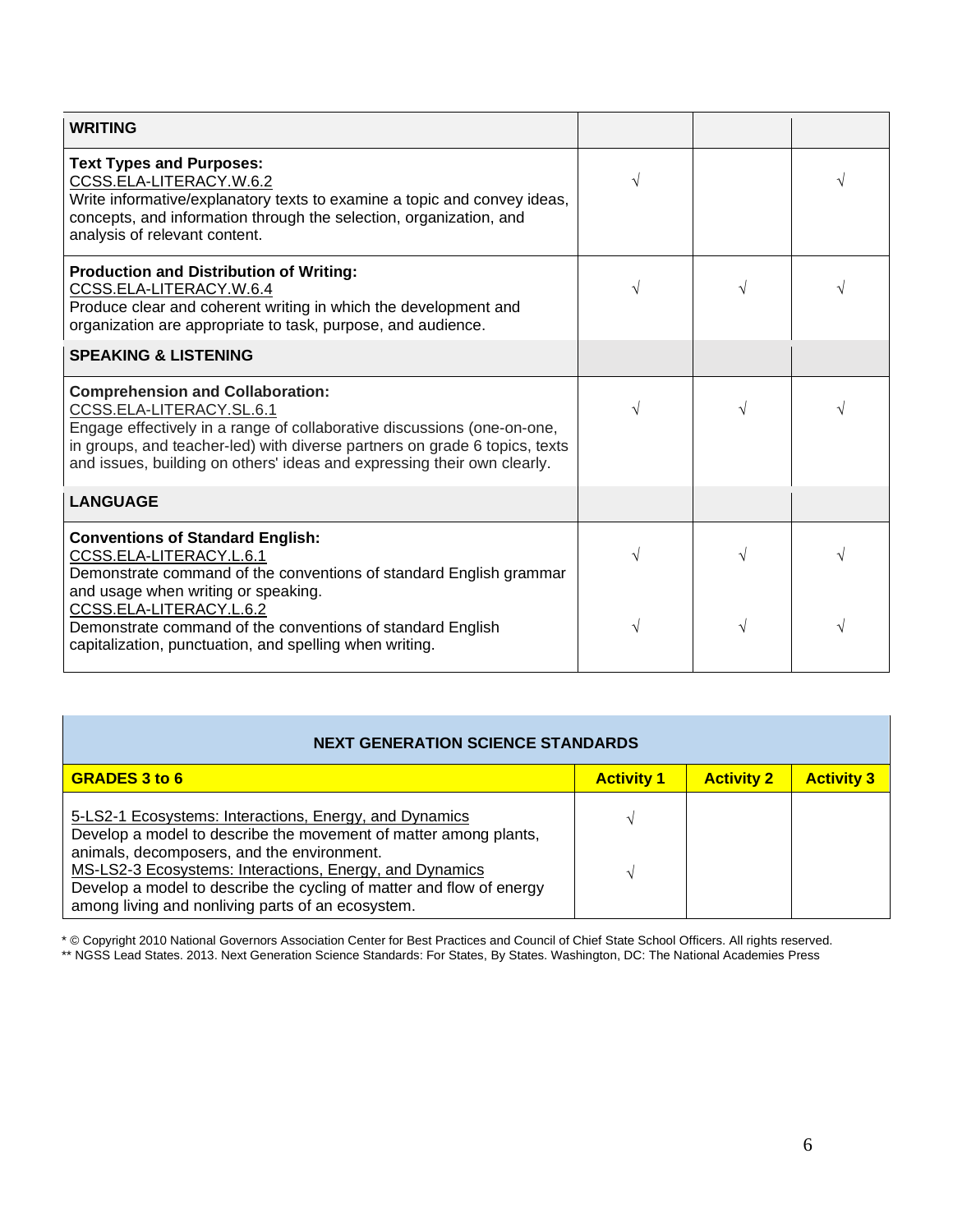| | | | |
|---|---|---|---|
| **WRITING** | | | |
| **Text Types and Purposes:** CCSS.ELA-LITERACY.W.6.2 Write informative/explanatory texts to examine a topic and convey ideas, concepts, and information through the selection, organization, and analysis of relevant content. | √ | | √ |
| **Production and Distribution of Writing:** CCSS.ELA-LITERACY.W.6.4 Produce clear and coherent writing in which the development and organization are appropriate to task, purpose, and audience. | √ | √ | √ |
| **SPEAKING & LISTENING** | | | |
| **Comprehension and Collaboration:** CCSS.ELA-LITERACY.SL.6.1 Engage effectively in a range of collaborative discussions (one-on-one, in groups, and teacher-led) with diverse partners on grade 6 topics, texts and issues, building on others' ideas and expressing their own clearly. | √ | √ | √ |
| **LANGUAGE** | | | |
| **Conventions of Standard English:** CCSS.ELA-LITERACY.L.6.1 Demonstrate command of the conventions of standard English grammar and usage when writing or speaking. | √ | √ | √ |
| CCSS.ELA-LITERACY.L.6.2 Demonstrate command of the conventions of standard English capitalization, punctuation, and spelling when writing. | √ | √ | √ |

| NEXT GENERATION SCIENCE STANDARDS | | | |
|---|---|---|---|
| **GRADES 3 to 6** | **Activity 1** | **Activity 2** | **Activity 3** |
| 5-LS2-1 Ecosystems: Interactions, Energy, and Dynamics Develop a model to describe the movement of matter among plants, animals, decomposers, and the environment. | √ | | |
| MS-LS2-3 Ecosystems: Interactions, Energy, and Dynamics Develop a model to describe the cycling of matter and flow of energy among living and nonliving parts of an ecosystem. | √ | | |

* © Copyright 2010 National Governors Association Center for Best Practices and Council of Chief State School Officers. All rights reserved.

** NGSS Lead States. 2013. Next Generation Science Standards: For States, By States. Washington, DC: The National Academies Press